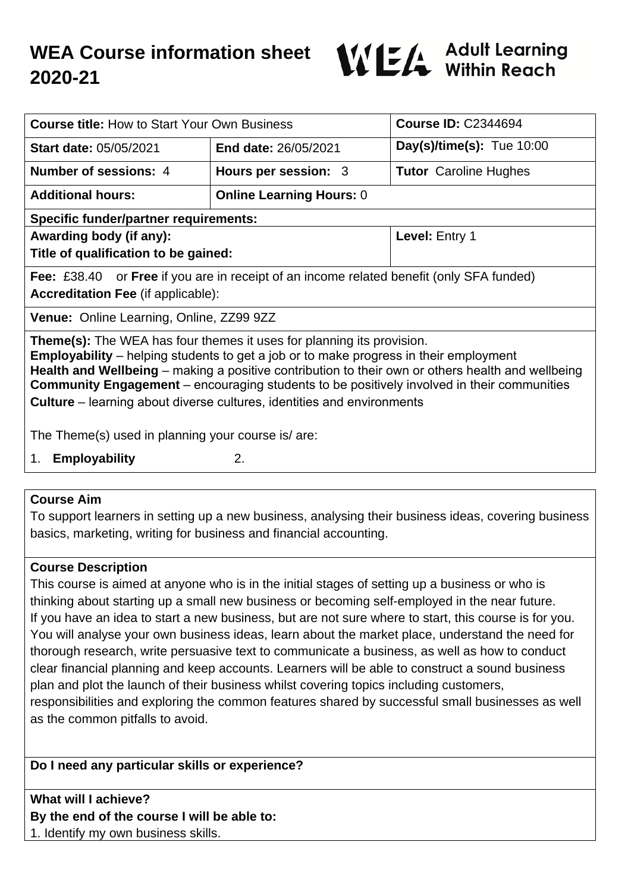# WEA Course information sheet 2020-21

WEA Adult Learning Within Reach

| **Course title:** How to Start Your Own Business | | **Course ID:** C2344694 |
|---|---|---|
| **Start date:** 05/05/2021 | **End date:** 26/05/2021 | **Day(s)/time(s):** Tue 10:00 |
| **Number of sessions:** 4 | **Hours per session:** 3 | **Tutor** Caroline Hughes |
| **Additional hours:** | **Online Learning Hours:** 0 | |
| **Specific funder/partner requirements:** | | |
| **Awarding body (if any):**<br>**Title of qualification to be gained:** | | **Level:** Entry 1 |
| **Fee:** £38.40 or **Free** if you are in receipt of an income related benefit (only SFA funded)<br>**Accreditation Fee** (if applicable): | | |
| **Venue:** Online Learning, Online, ZZ99 9ZZ | | |

**Theme(s):** The WEA has four themes it uses for planning its provision.
**Employability** – helping students to get a job or to make progress in their employment
**Health and Wellbeing** – making a positive contribution to their own or others health and wellbeing
**Community Engagement** – encouraging students to be positively involved in their communities
**Culture** – learning about diverse cultures, identities and environments

The Theme(s) used in planning your course is/ are:

1. **Employability** 2.

## Course Aim

To support learners in setting up a new business, analysing their business ideas, covering business basics, marketing, writing for business and financial accounting.

## Course Description

This course is aimed at anyone who is in the initial stages of setting up a business or who is thinking about starting up a small new business or becoming self-employed in the near future. If you have an idea to start a new business, but are not sure where to start, this course is for you. You will analyse your own business ideas, learn about the market place, understand the need for thorough research, write persuasive text to communicate a business, as well as how to conduct clear financial planning and keep accounts. Learners will be able to construct a sound business plan and plot the launch of their business whilst covering topics including customers, responsibilities and exploring the common features shared by successful small businesses as well as the common pitfalls to avoid.

## Do I need any particular skills or experience?

## What will I achieve?

**By the end of the course I will be able to:**

1. Identify my own business skills.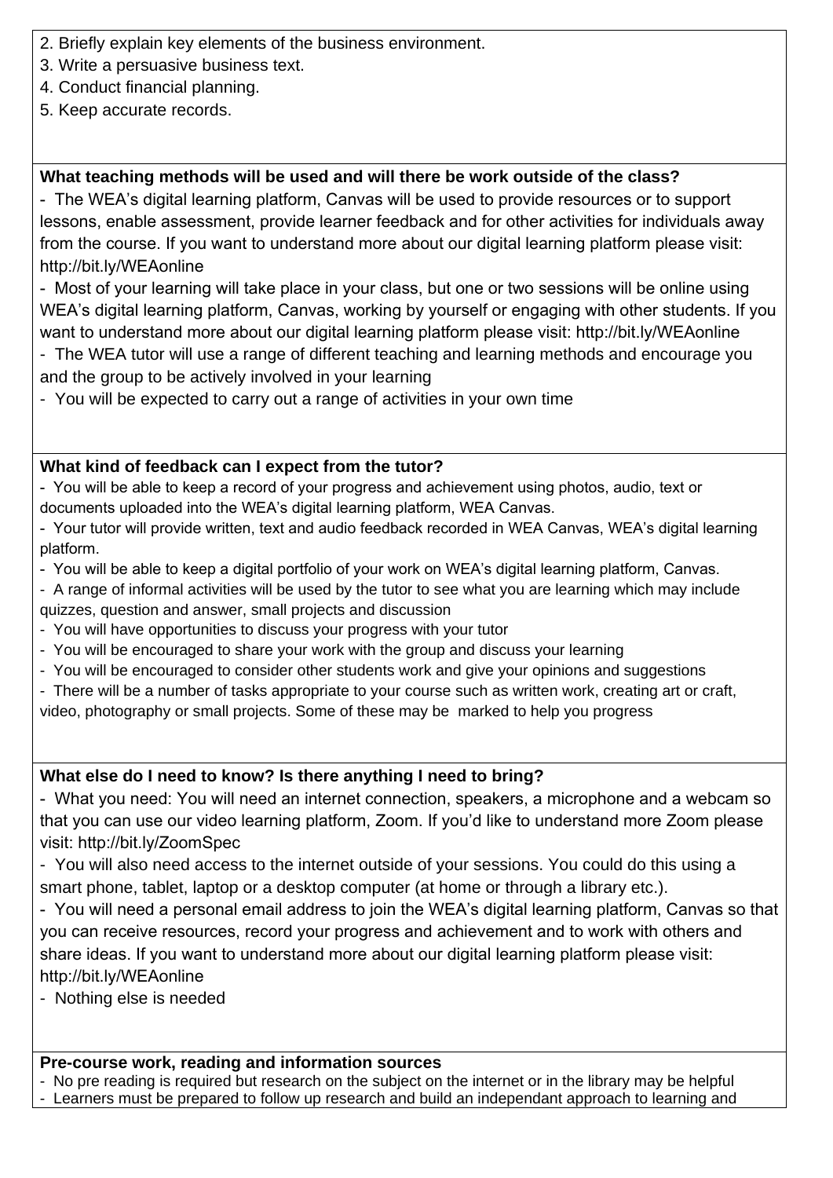2. Briefly explain key elements of the business environment.
3. Write a persuasive business text.
4. Conduct financial planning.
5. Keep accurate records.

**What teaching methods will be used and will there be work outside of the class?**

- The WEA's digital learning platform, Canvas will be used to provide resources or to support lessons, enable assessment, provide learner feedback and for other activities for individuals away from the course. If you want to understand more about our digital learning platform please visit: http://bit.ly/WEAonline
- Most of your learning will take place in your class, but one or two sessions will be online using WEA's digital learning platform, Canvas, working by yourself or engaging with other students. If you want to understand more about our digital learning platform please visit: http://bit.ly/WEAonline
- The WEA tutor will use a range of different teaching and learning methods and encourage you and the group to be actively involved in your learning
- You will be expected to carry out a range of activities in your own time

**What kind of feedback can I expect from the tutor?**

- You will be able to keep a record of your progress and achievement using photos, audio, text or documents uploaded into the WEA's digital learning platform, WEA Canvas.
- Your tutor will provide written, text and audio feedback recorded in WEA Canvas, WEA's digital learning platform.
- You will be able to keep a digital portfolio of your work on WEA's digital learning platform, Canvas.
- A range of informal activities will be used by the tutor to see what you are learning which may include quizzes, question and answer, small projects and discussion
- You will have opportunities to discuss your progress with your tutor
- You will be encouraged to share your work with the group and discuss your learning
- You will be encouraged to consider other students work and give your opinions and suggestions
- There will be a number of tasks appropriate to your course such as written work, creating art or craft, video, photography or small projects. Some of these may be marked to help you progress

**What else do I need to know? Is there anything I need to bring?**

- What you need: You will need an internet connection, speakers, a microphone and a webcam so that you can use our video learning platform, Zoom. If you'd like to understand more Zoom please visit: http://bit.ly/ZoomSpec
- You will also need access to the internet outside of your sessions. You could do this using a smart phone, tablet, laptop or a desktop computer (at home or through a library etc.).
- You will need a personal email address to join the WEA's digital learning platform, Canvas so that you can receive resources, record your progress and achievement and to work with others and share ideas. If you want to understand more about our digital learning platform please visit: http://bit.ly/WEAonline
- Nothing else is needed

**Pre-course work, reading and information sources**

- No pre reading is required but research on the subject on the internet or in the library may be helpful
- Learners must be prepared to follow up research and build an independant approach to learning and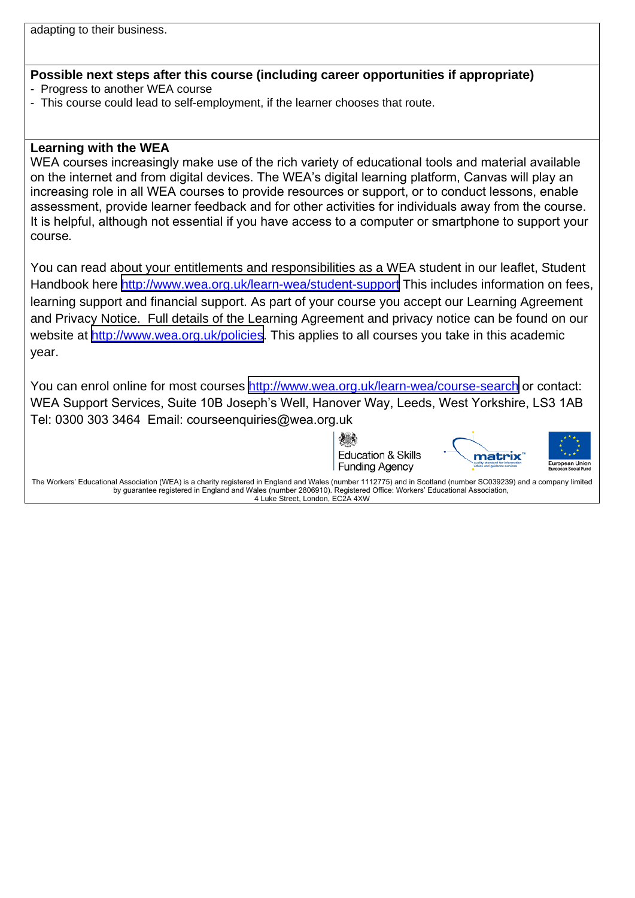adapting to their business.

**Possible next steps after this course (including career opportunities if appropriate)**

- Progress to another WEA course
- This course could lead to self-employment, if the learner chooses that route.

**Learning with the WEA**

WEA courses increasingly make use of the rich variety of educational tools and material available on the internet and from digital devices. The WEA's digital learning platform, Canvas will play an increasing role in all WEA courses to provide resources or support, or to conduct lessons, enable assessment, provide learner feedback and for other activities for individuals away from the course. It is helpful, although not essential if you have access to a computer or smartphone to support your course.

You can read about your entitlements and responsibilities as a WEA student in our leaflet, Student Handbook here http://www.wea.org.uk/learn-wea/student-support This includes information on fees, learning support and financial support. As part of your course you accept our Learning Agreement and Privacy Notice. Full details of the Learning Agreement and privacy notice can be found on our website at http://www.wea.org.uk/policies. This applies to all courses you take in this academic year.

You can enrol online for most courses http://www.wea.org.uk/learn-wea/course-search or contact: WEA Support Services, Suite 10B Joseph's Well, Hanover Way, Leeds, West Yorkshire, LS3 1AB Tel: 0300 303 3464 Email: courseenquiries@wea.org.uk

Education & Skills Funding Agency

matrix

European Union European Social Fund

The Workers' Educational Association (WEA) is a charity registered in England and Wales (number 1112775) and in Scotland (number SC039239) and a company limited by guarantee registered in England and Wales (number 2806910). Registered Office: Workers' Educational Association, 4 Luke Street, London, EC2A 4XW